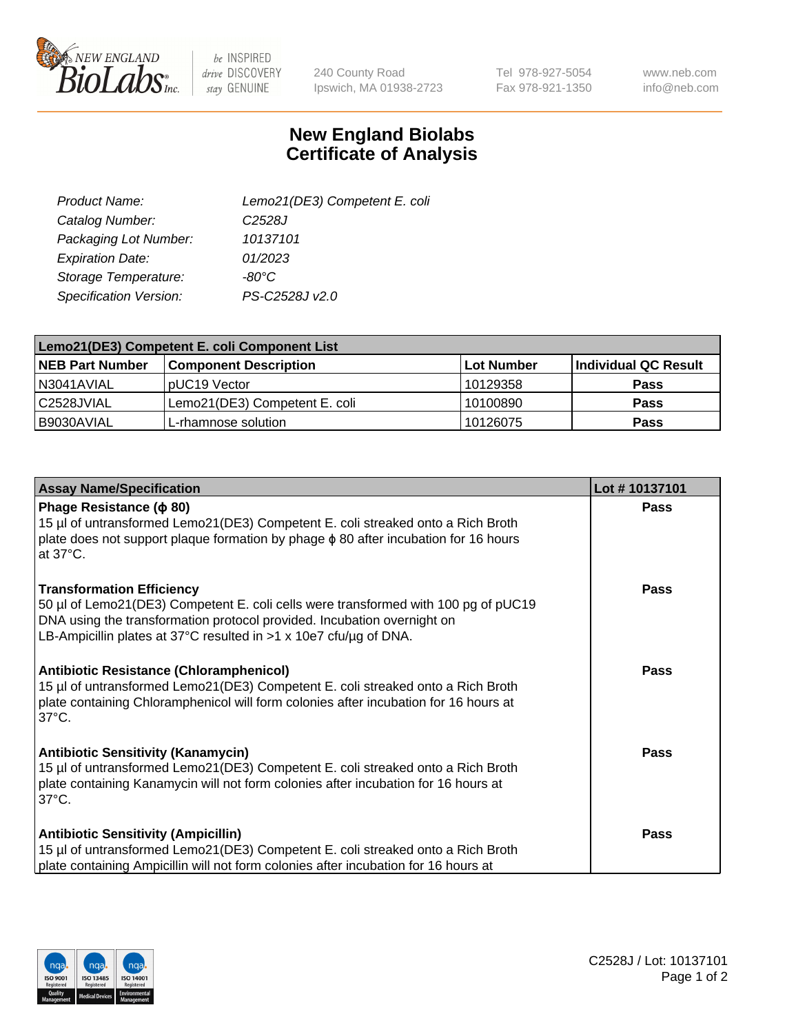# New England Biolabs Certificate of Analysis

| | |
|---|---|
| Product Name: | Lemo21(DE3) Competent E. coli |
| Catalog Number: | C2528J |
| Packaging Lot Number: | 10137101 |
| Expiration Date: | 01/2023 |
| Storage Temperature: | -80°C |
| Specification Version: | PS-C2528J v2.0 |

| Lemo21(DE3) Competent E. coli Component List | | | |
|---|---|---|---|
| **NEB Part Number** | **Component Description** | **Lot Number** | **Individual QC Result** |
| N3041AVIAL | pUC19 Vector | 10129358 | Pass |
| C2528JVIAL | Lemo21(DE3) Competent E. coli | 10100890 | Pass |
| B9030AVIAL | L-rhamnose solution | 10126075 | Pass |

| Assay Name/Specification | Lot # 10137101 |
|---|---|
| **Phage Resistance (ϕ 80)**<br>15 µl of untransformed Lemo21(DE3) Competent E. coli streaked onto a Rich Broth plate does not support plaque formation by phage ϕ 80 after incubation for 16 hours at 37°C. | Pass |
| **Transformation Efficiency**<br>50 µl of Lemo21(DE3) Competent E. coli cells were transformed with 100 pg of pUC19 DNA using the transformation protocol provided. Incubation overnight on LB-Ampicillin plates at 37°C resulted in >1 x 10e7 cfu/µg of DNA. | Pass |
| **Antibiotic Resistance (Chloramphenicol)**<br>15 µl of untransformed Lemo21(DE3) Competent E. coli streaked onto a Rich Broth plate containing Chloramphenicol will form colonies after incubation for 16 hours at 37°C. | Pass |
| **Antibiotic Sensitivity (Kanamycin)**<br>15 µl of untransformed Lemo21(DE3) Competent E. coli streaked onto a Rich Broth plate containing Kanamycin will not form colonies after incubation for 16 hours at 37°C. | Pass |
| **Antibiotic Sensitivity (Ampicillin)**<br>15 µl of untransformed Lemo21(DE3) Competent E. coli streaked onto a Rich Broth plate containing Ampicillin will not form colonies after incubation for 16 hours at | Pass |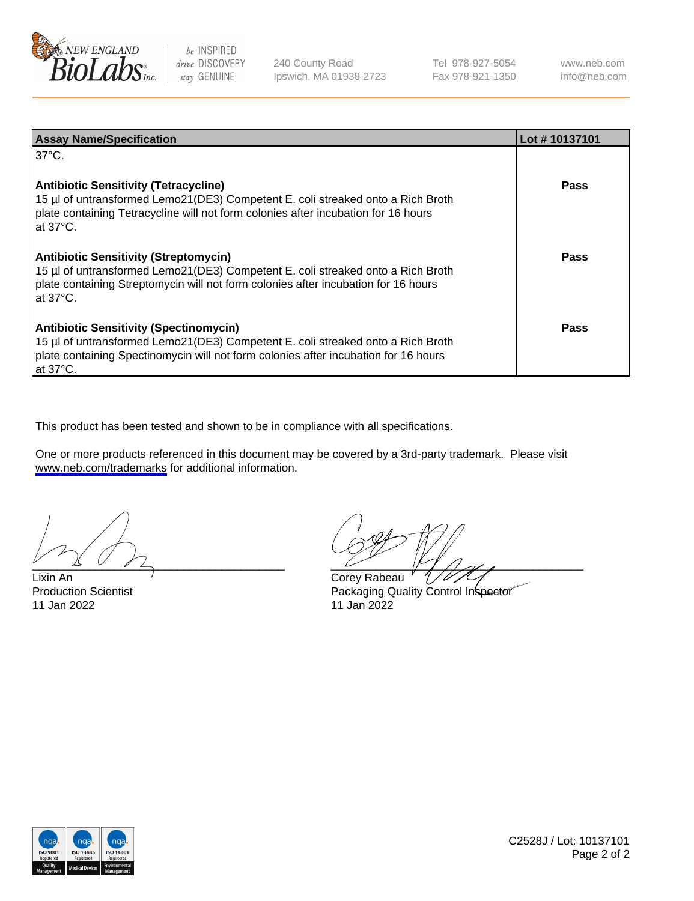| Assay Name/Specification | Lot # 10137101 |
|---|---|
| 37°C. | |
| **Antibiotic Sensitivity (Tetracycline)**<br>15 µl of untransformed Lemo21(DE3) Competent E. coli streaked onto a Rich Broth plate containing Tetracycline will not form colonies after incubation for 16 hours at 37°C. | **Pass** |
| **Antibiotic Sensitivity (Streptomycin)**<br>15 µl of untransformed Lemo21(DE3) Competent E. coli streaked onto a Rich Broth plate containing Streptomycin will not form colonies after incubation for 16 hours at 37°C. | **Pass** |
| **Antibiotic Sensitivity (Spectinomycin)**<br>15 µl of untransformed Lemo21(DE3) Competent E. coli streaked onto a Rich Broth plate containing Spectinomycin will not form colonies after incubation for 16 hours at 37°C. | **Pass** |

This product has been tested and shown to be in compliance with all specifications.

One or more products referenced in this document may be covered by a 3rd-party trademark. Please visit www.neb.com/trademarks for additional information.

Lixin An
Production Scientist
11 Jan 2022

Corey Rabeau
Packaging Quality Control Inspector
11 Jan 2022

C2528J / Lot: 10137101